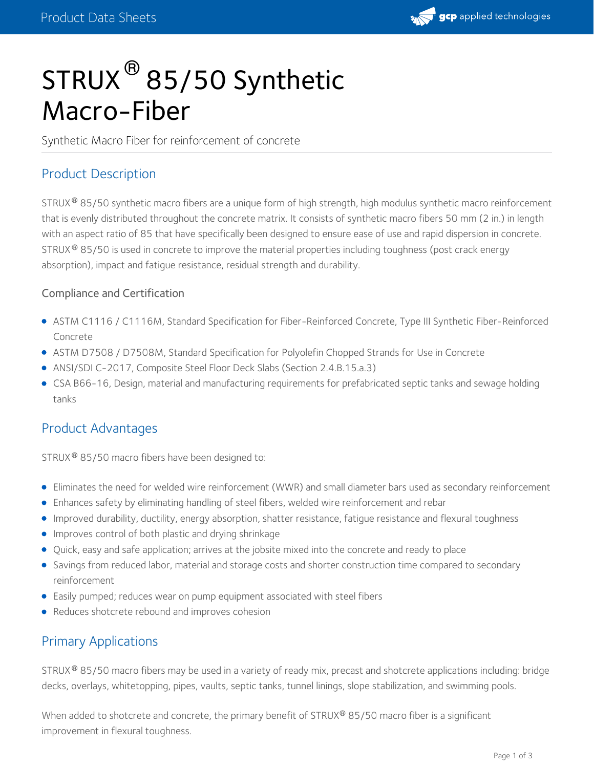# STRUX® 85/50 Synthetic Macro-Fiber

Synthetic Macro Fiber for reinforcement of concrete

## Product Description

STRUX® 85/50 synthetic macro fibers are a unique form of high strength, high modulus synthetic macro reinforcement that is evenly distributed throughout the concrete matrix. It consists of synthetic macro fibers 50 mm (2 in.) in length with an aspect ratio of 85 that have specifically been designed to ensure ease of use and rapid dispersion in concrete. STRUX® 85/50 is used in concrete to improve the material properties including toughness (post crack energy absorption), impact and fatigue resistance, residual strength and durability.

### Compliance and Certification

- ASTM C1116 / C1116M, Standard Specification for Fiber-Reinforced Concrete, Type III Synthetic Fiber-Reinforced Concrete
- ASTM D7508 / D7508M, Standard Specification for Polyolefin Chopped Strands for Use in Concrete
- ANSI/SDI C-2017, Composite Steel Floor Deck Slabs (Section 2.4.B.15.a.3)
- CSA B66-16, Design, material and manufacturing requirements for prefabricated septic tanks and sewage holding tanks

## Product Advantages

STRUX® 85/50 macro fibers have been designed to:

- Eliminates the need for welded wire reinforcement (WWR) and small diameter bars used as secondary reinforcement
- Enhances safety by eliminating handling of steel fibers, welded wire reinforcement and rebar
- Improved durability, ductility, energy absorption, shatter resistance, fatigue resistance and flexural toughness
- Improves control of both plastic and drying shrinkage
- Quick, easy and safe application; arrives at the jobsite mixed into the concrete and ready to place
- Savings from reduced labor, material and storage costs and shorter construction time compared to secondary reinforcement
- Easily pumped; reduces wear on pump equipment associated with steel fibers
- Reduces shotcrete rebound and improves cohesion

## Primary Applications

STRUX® 85/50 macro fibers may be used in a variety of ready mix, precast and shotcrete applications including: bridge decks, overlays, whitetopping, pipes, vaults, septic tanks, tunnel linings, slope stabilization, and swimming pools.

When added to shotcrete and concrete, the primary benefit of STRUX® 85/50 macro fiber is a significant improvement in flexural toughness.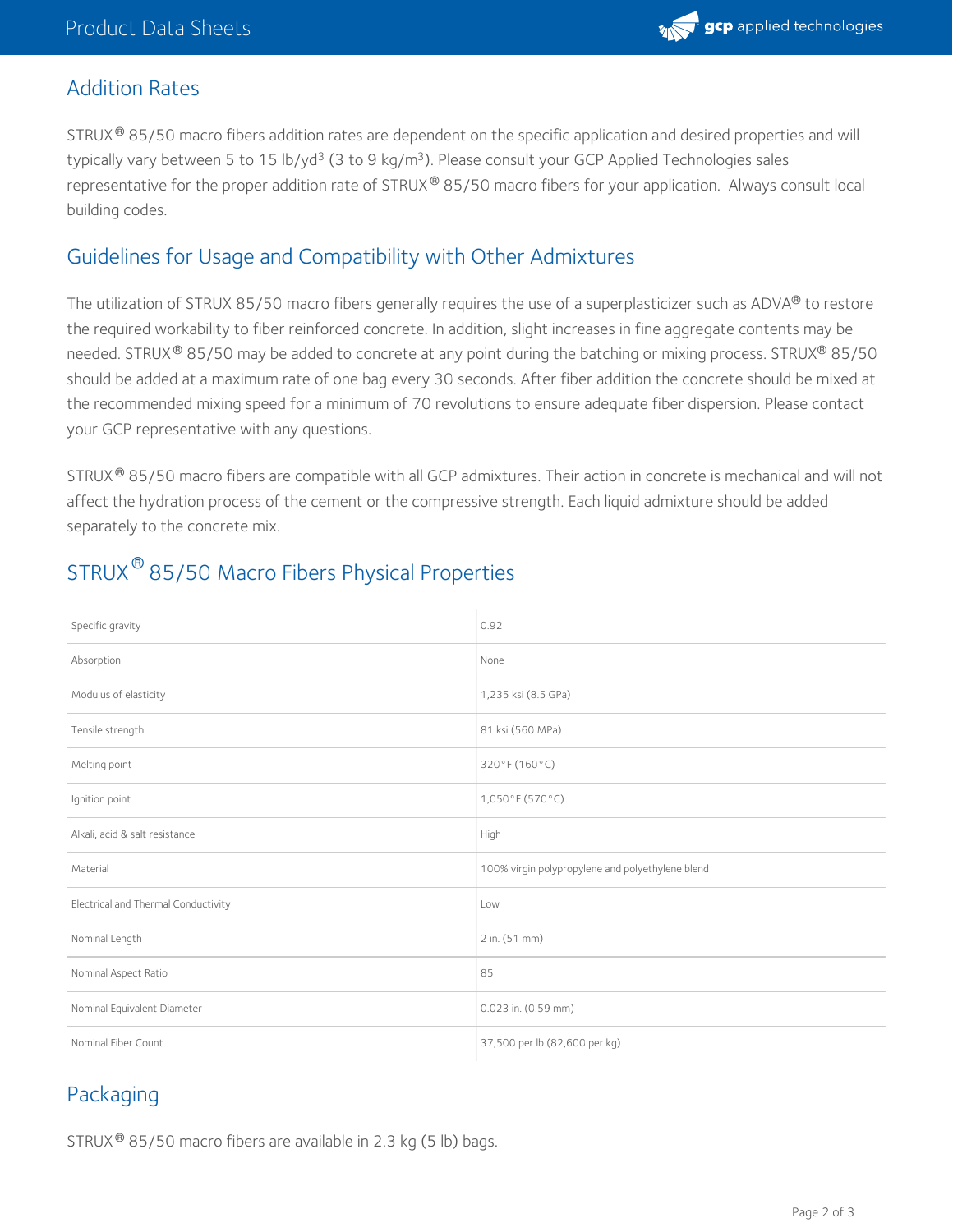## Addition Rates

STRUX® 85/50 macro fibers addition rates are dependent on the specific application and desired properties and will typically vary between 5 to 15 lb/yd$^3$ (3 to 9 kg/m$^3$). Please consult your GCP Applied Technologies sales representative for the proper addition rate of STRUX® 85/50 macro fibers for your application. Always consult local building codes.

## Guidelines for Usage and Compatibility with Other Admixtures

The utilization of STRUX 85/50 macro fibers generally requires the use of a superplasticizer such as ADVA® to restore the required workability to fiber reinforced concrete. In addition, slight increases in fine aggregate contents may be needed. STRUX® 85/50 may be added to concrete at any point during the batching or mixing process. STRUX® 85/50 should be added at a maximum rate of one bag every 30 seconds. After fiber addition the concrete should be mixed at the recommended mixing speed for a minimum of 70 revolutions to ensure adequate fiber dispersion. Please contact your GCP representative with any questions.

STRUX® 85/50 macro fibers are compatible with all GCP admixtures. Their action in concrete is mechanical and will not affect the hydration process of the cement or the compressive strength. Each liquid admixture should be added separately to the concrete mix.

## STRUX® 85/50 Macro Fibers Physical Properties

| | |
|---|---|
| Specific gravity | 0.92 |
| Absorption | None |
| Modulus of elasticity | 1,235 ksi (8.5 GPa) |
| Tensile strength | 81 ksi (560 MPa) |
| Melting point | 320°F (160°C) |
| Ignition point | 1,050°F (570°C) |
| Alkali, acid & salt resistance | High |
| Material | 100% virgin polypropylene and polyethylene blend |
| Electrical and Thermal Conductivity | Low |
| Nominal Length | 2 in. (51 mm) |
| Nominal Aspect Ratio | 85 |
| Nominal Equivalent Diameter | 0.023 in. (0.59 mm) |
| Nominal Fiber Count | 37,500 per lb (82,600 per kg) |

## Packaging

STRUX® 85/50 macro fibers are available in 2.3 kg (5 lb) bags.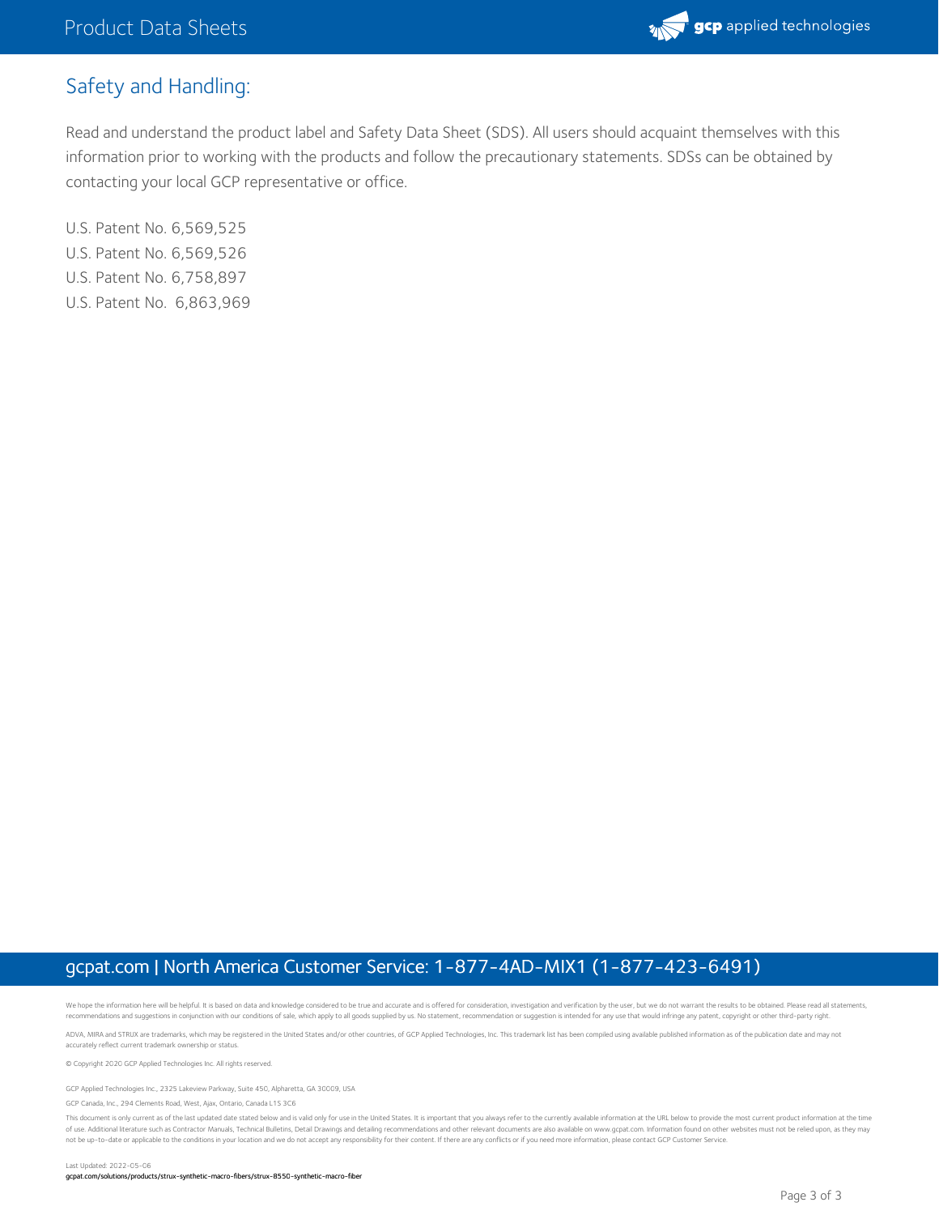## Safety and Handling:

Read and understand the product label and Safety Data Sheet (SDS). All users should acquaint themselves with this information prior to working with the products and follow the precautionary statements. SDSs can be obtained by contacting your local GCP representative or office.

U.S. Patent No. 6,569,525
U.S. Patent No. 6,569,526
U.S. Patent No. 6,758,897
U.S. Patent No. 6,863,969

gcpat.com | North America Customer Service: 1-877-4AD-MIX1 (1-877-423-6491)

We hope the information here will be helpful. It is based on data and knowledge considered to be true and accurate and is offered for consideration, investigation and verification by the user, but we do not warrant the results to be obtained. Please read all statements, recommendations and suggestions in conjunction with our conditions of sale, which apply to all goods supplied by us. No statement, recommendation or suggestion is intended for any use that would infringe any patent, copyright or other third-party right.

ADVA, MIRA and STRUX are trademarks, which may be registered in the United States and/or other countries, of GCP Applied Technologies, Inc. This trademark list has been compiled using available published information as of the publication date and may not accurately reflect current trademark ownership or status.

© Copyright 2020 GCP Applied Technologies Inc. All rights reserved.

GCP Applied Technologies Inc., 2325 Lakeview Parkway, Suite 450, Alpharetta, GA 30009, USA

GCP Canada, Inc., 294 Clements Road, West, Ajax, Ontario, Canada L1S 3C6

This document is only current as of the last updated date stated below and is valid only for use in the United States. It is important that you always refer to the currently available information at the URL below to provide the most current product information at the time of use. Additional literature such as Contractor Manuals, Technical Bulletins, Detail Drawings and detailing recommendations and other relevant documents are also available on www.gcpat.com. Information found on other websites must not be relied upon, as they may not be up-to-date or applicable to the conditions in your location and we do not accept any responsibility for their content. If there are any conflicts or if you need more information, please contact GCP Customer Service.

Last Updated: 2022-05-06
gcpat.com/solutions/products/strux-synthetic-macro-fibers/strux-8550-synthetic-macro-fiber